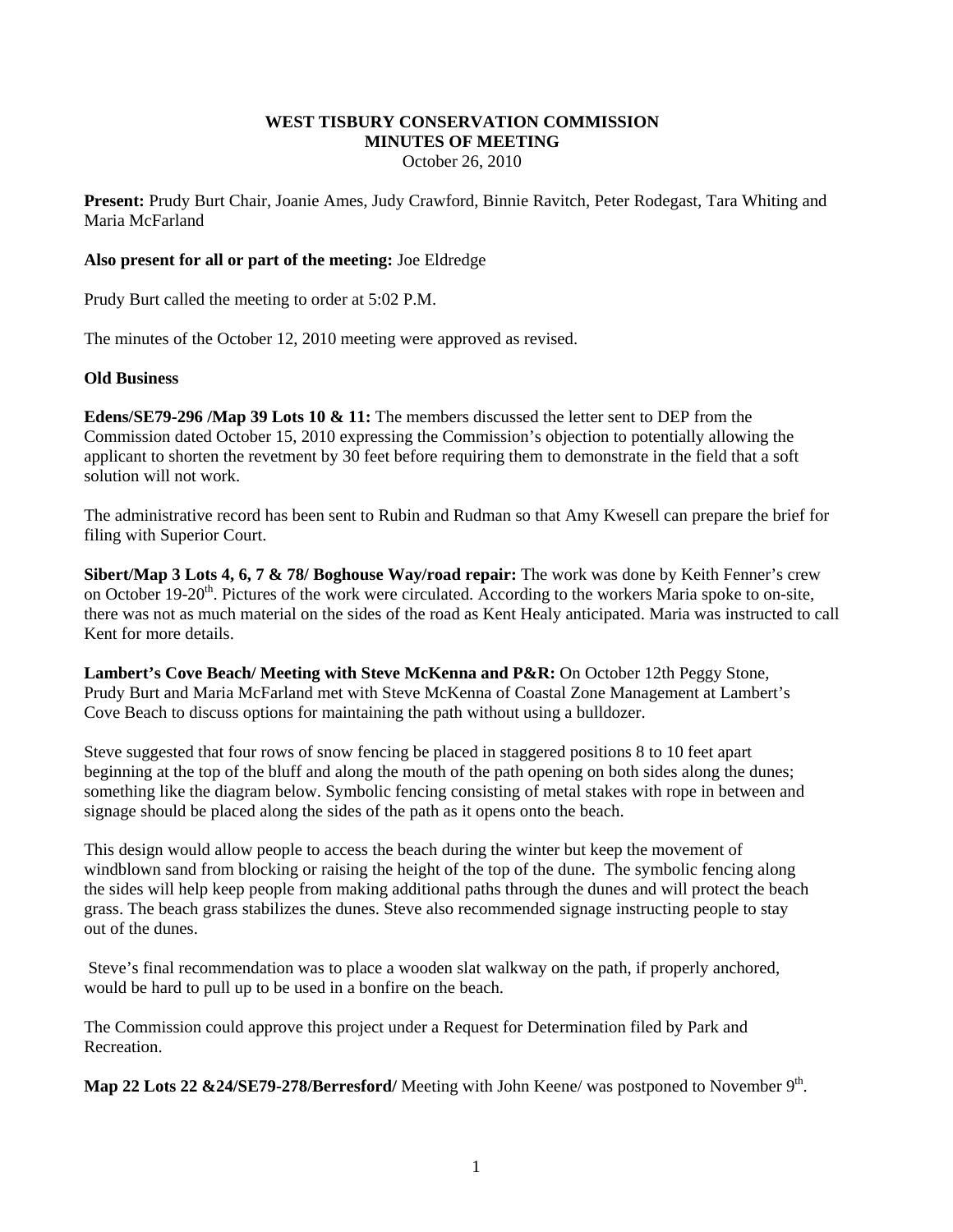**WEST TISBURY CONSERVATION COMMISSION**
**MINUTES OF MEETING**
October 26, 2010

**Present:** Prudy Burt Chair, Joanie Ames, Judy Crawford, Binnie Ravitch, Peter Rodegast, Tara Whiting and Maria McFarland

**Also present for all or part of the meeting:** Joe Eldredge

Prudy Burt called the meeting to order at 5:02 P.M.

The minutes of the October 12, 2010 meeting were approved as revised.

**Old Business**

**Edens/SE79-296 /Map 39 Lots 10 & 11:** The members discussed the letter sent to DEP from the Commission dated October 15, 2010 expressing the Commission's objection to potentially allowing the applicant to shorten the revetment by 30 feet before requiring them to demonstrate in the field that a soft solution will not work.

The administrative record has been sent to Rubin and Rudman so that Amy Kwesell can prepare the brief for filing with Superior Court.

**Sibert/Map 3 Lots 4, 6, 7 & 78/ Boghouse Way/road repair:** The work was done by Keith Fenner's crew on October 19-20th. Pictures of the work were circulated. According to the workers Maria spoke to on-site, there was not as much material on the sides of the road as Kent Healy anticipated. Maria was instructed to call Kent for more details.

**Lambert's Cove Beach/ Meeting with Steve McKenna and P&R:** On October 12th Peggy Stone, Prudy Burt and Maria McFarland met with Steve McKenna of Coastal Zone Management at Lambert's Cove Beach to discuss options for maintaining the path without using a bulldozer.

Steve suggested that four rows of snow fencing be placed in staggered positions 8 to 10 feet apart beginning at the top of the bluff and along the mouth of the path opening on both sides along the dunes; something like the diagram below. Symbolic fencing consisting of metal stakes with rope in between and signage should be placed along the sides of the path as it opens onto the beach.

This design would allow people to access the beach during the winter but keep the movement of windblown sand from blocking or raising the height of the top of the dune. The symbolic fencing along the sides will help keep people from making additional paths through the dunes and will protect the beach grass. The beach grass stabilizes the dunes. Steve also recommended signage instructing people to stay out of the dunes.

Steve's final recommendation was to place a wooden slat walkway on the path, if properly anchored, would be hard to pull up to be used in a bonfire on the beach.

The Commission could approve this project under a Request for Determination filed by Park and Recreation.

**Map 22 Lots 22 &24/SE79-278/Berresford/** Meeting with John Keene/ was postponed to November 9th.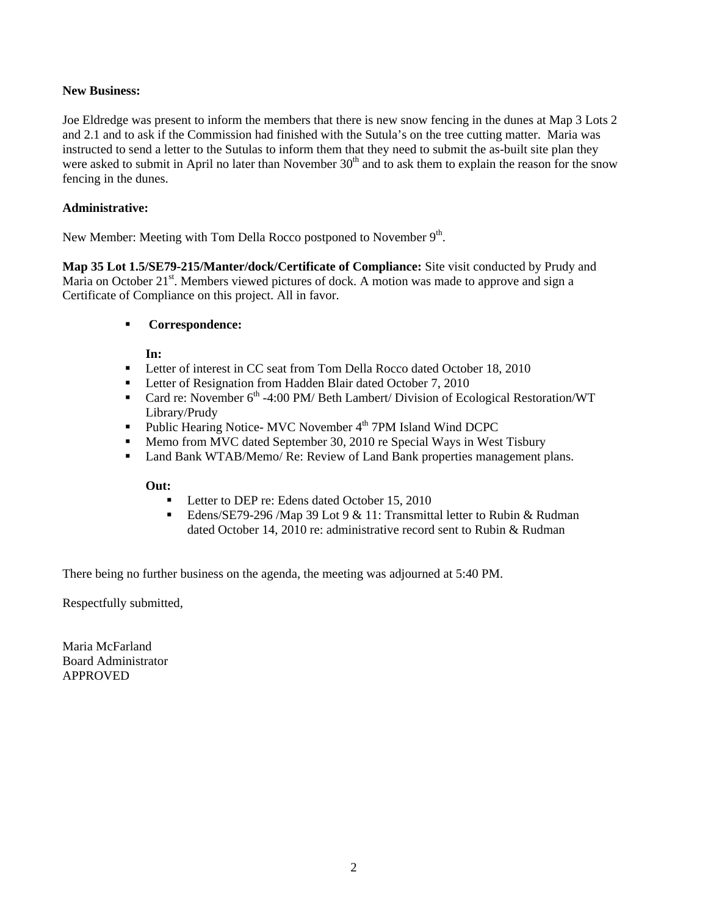**New Business:**

Joe Eldredge was present to inform the members that there is new snow fencing in the dunes at Map 3 Lots 2 and 2.1 and to ask if the Commission had finished with the Sutula's on the tree cutting matter. Maria was instructed to send a letter to the Sutulas to inform them that they need to submit the as-built site plan they were asked to submit in April no later than November 30th and to ask them to explain the reason for the snow fencing in the dunes.

**Administrative:**

New Member: Meeting with Tom Della Rocco postponed to November 9th.

**Map 35 Lot 1.5/SE79-215/Manter/dock/Certificate of Compliance:** Site visit conducted by Prudy and Maria on October 21st. Members viewed pictures of dock. A motion was made to approve and sign a Certificate of Compliance on this project. All in favor.

- **Correspondence:**

**In:**

- Letter of interest in CC seat from Tom Della Rocco dated October 18, 2010
- Letter of Resignation from Hadden Blair dated October 7, 2010
- Card re: November 6th -4:00 PM/ Beth Lambert/ Division of Ecological Restoration/WT Library/Prudy
- Public Hearing Notice- MVC November 4th 7PM Island Wind DCPC
- Memo from MVC dated September 30, 2010 re Special Ways in West Tisbury
- Land Bank WTAB/Memo/ Re: Review of Land Bank properties management plans.

**Out:**

- Letter to DEP re: Edens dated October 15, 2010
- Edens/SE79-296 /Map 39 Lot 9 & 11: Transmittal letter to Rubin & Rudman dated October 14, 2010 re: administrative record sent to Rubin & Rudman

There being no further business on the agenda, the meeting was adjourned at 5:40 PM.

Respectfully submitted,

Maria McFarland
Board Administrator
APPROVED